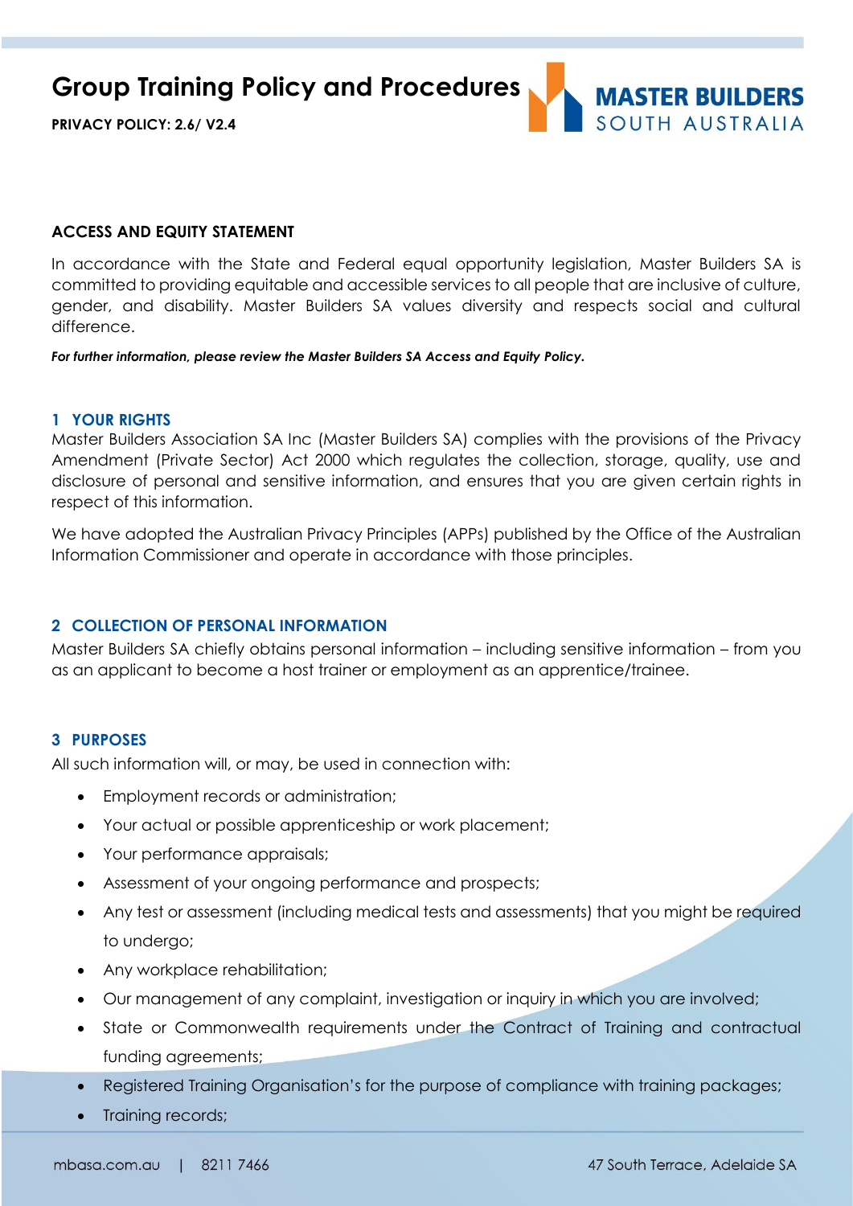# Group Training Policy and Procedures

**PRIVACY POLICY: 2.6/ V2.4**

MASTER BUILDERS SOUTH AUSTRALIA

**ACCESS AND EQUITY STATEMENT**

In accordance with the State and Federal equal opportunity legislation, Master Builders SA is committed to providing equitable and accessible services to all people that are inclusive of culture, gender, and disability. Master Builders SA values diversity and respects social and cultural difference.

***For further information, please review the Master Builders SA Access and Equity Policy.***

## 1 YOUR RIGHTS

Master Builders Association SA Inc (Master Builders SA) complies with the provisions of the Privacy Amendment (Private Sector) Act 2000 which regulates the collection, storage, quality, use and disclosure of personal and sensitive information, and ensures that you are given certain rights in respect of this information.

We have adopted the Australian Privacy Principles (APPs) published by the Office of the Australian Information Commissioner and operate in accordance with those principles.

## 2 COLLECTION OF PERSONAL INFORMATION

Master Builders SA chiefly obtains personal information – including sensitive information – from you as an applicant to become a host trainer or employment as an apprentice/trainee.

## 3 PURPOSES

All such information will, or may, be used in connection with:

- Employment records or administration;
- Your actual or possible apprenticeship or work placement;
- Your performance appraisals;
- Assessment of your ongoing performance and prospects;
- Any test or assessment (including medical tests and assessments) that you might be required to undergo;
- Any workplace rehabilitation;
- Our management of any complaint, investigation or inquiry in which you are involved;
- State or Commonwealth requirements under the Contract of Training and contractual funding agreements;
- Registered Training Organisation's for the purpose of compliance with training packages;
- Training records;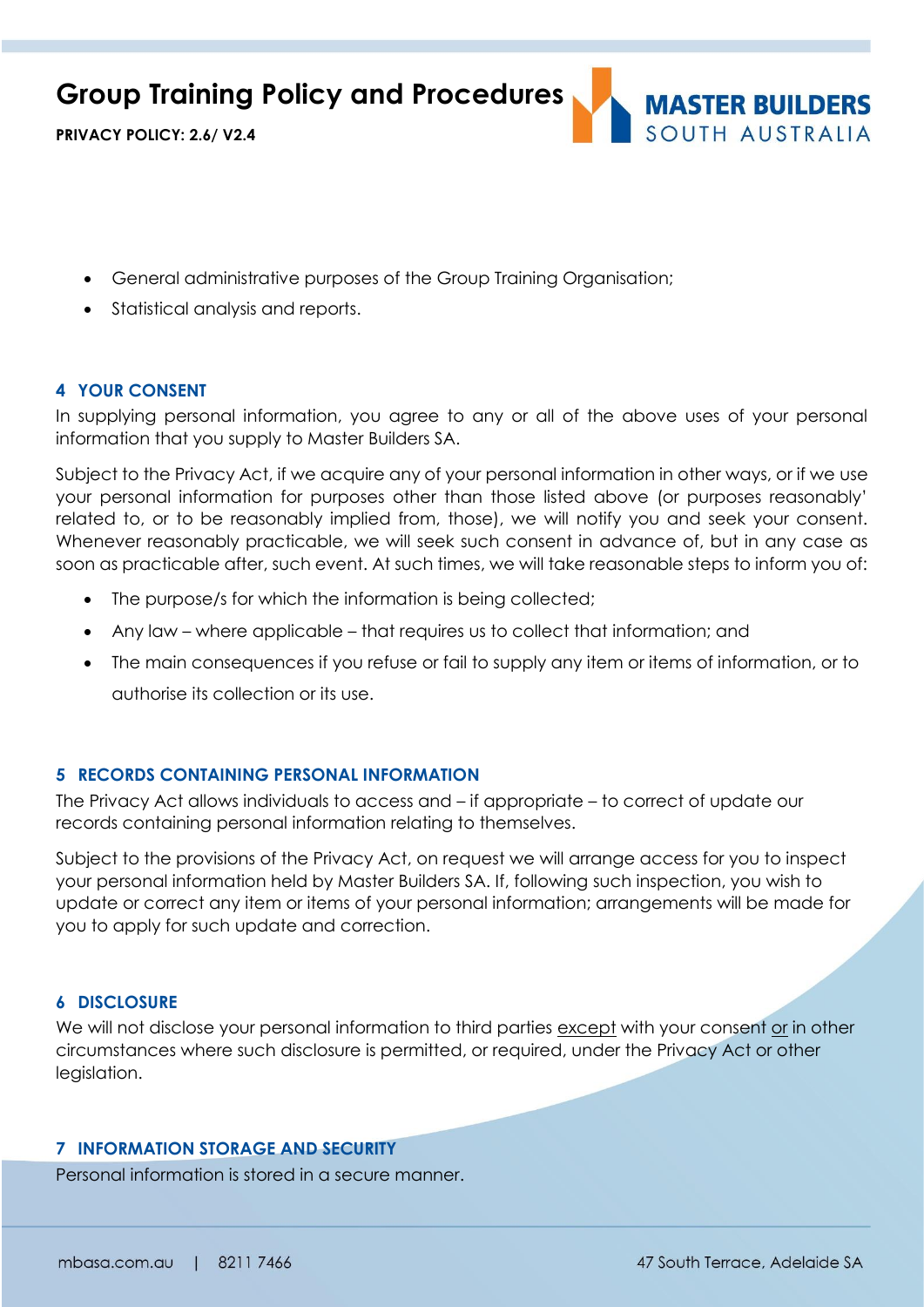- General administrative purposes of the Group Training Organisation;
- Statistical analysis and reports.

## 4 YOUR CONSENT

In supplying personal information, you agree to any or all of the above uses of your personal information that you supply to Master Builders SA.

Subject to the Privacy Act, if we acquire any of your personal information in other ways, or if we use your personal information for purposes other than those listed above (or purposes reasonably' related to, or to be reasonably implied from, those), we will notify you and seek your consent. Whenever reasonably practicable, we will seek such consent in advance of, but in any case as soon as practicable after, such event. At such times, we will take reasonable steps to inform you of:

- The purpose/s for which the information is being collected;
- Any law – where applicable – that requires us to collect that information; and
- The main consequences if you refuse or fail to supply any item or items of information, or to authorise its collection or its use.

## 5 RECORDS CONTAINING PERSONAL INFORMATION

The Privacy Act allows individuals to access and – if appropriate – to correct of update our records containing personal information relating to themselves.

Subject to the provisions of the Privacy Act, on request we will arrange access for you to inspect your personal information held by Master Builders SA. If, following such inspection, you wish to update or correct any item or items of your personal information; arrangements will be made for you to apply for such update and correction.

## 6 DISCLOSURE

We will not disclose your personal information to third parties except with your consent or in other circumstances where such disclosure is permitted, or required, under the Privacy Act or other legislation.

## 7 INFORMATION STORAGE AND SECURITY

Personal information is stored in a secure manner.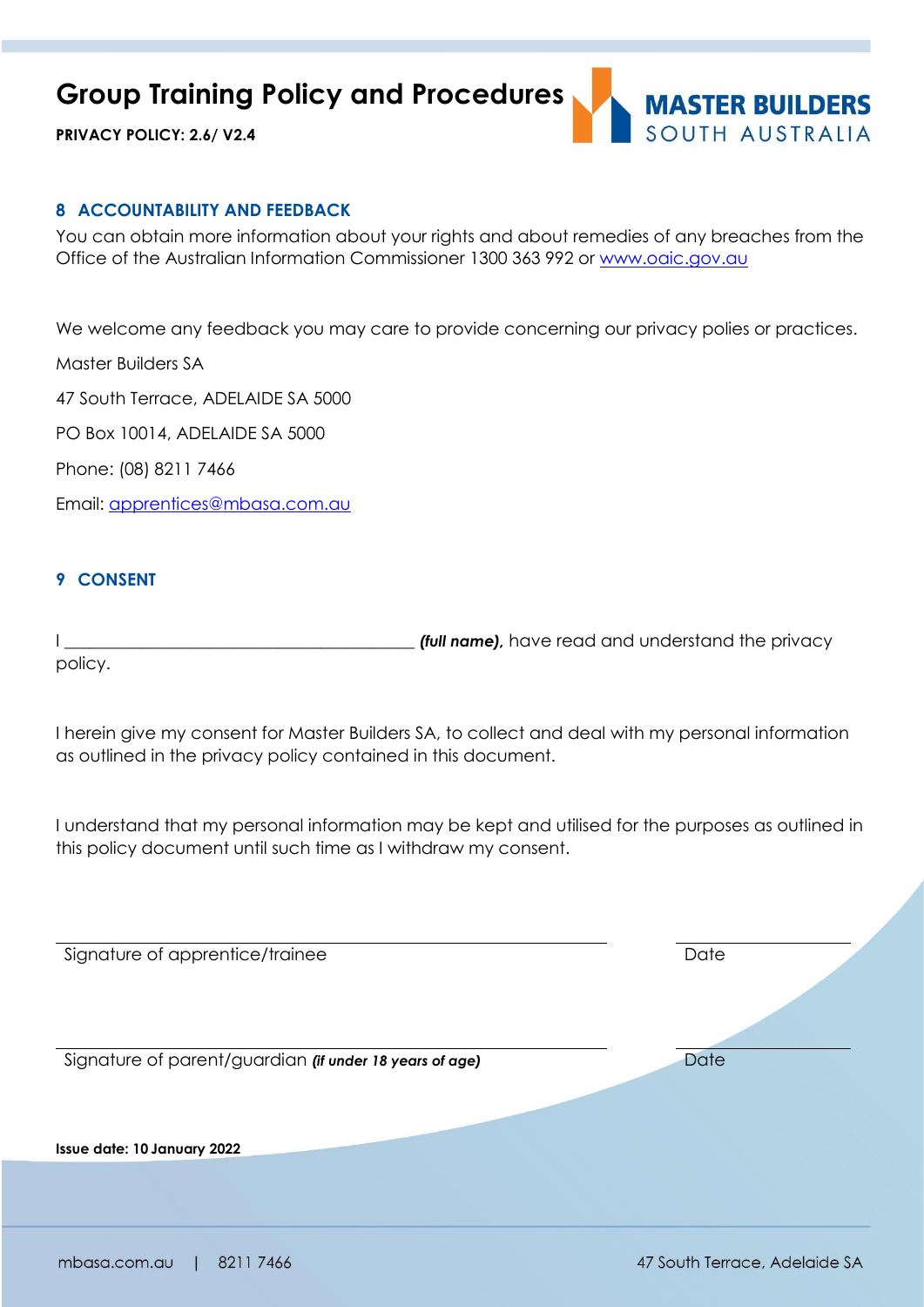## 8 ACCOUNTABILITY AND FEEDBACK

You can obtain more information about your rights and about remedies of any breaches from the Office of the Australian Information Commissioner 1300 363 992 or www.oaic.gov.au

We welcome any feedback you may care to provide concerning our privacy polies or practices.

Master Builders SA

47 South Terrace, ADELAIDE SA 5000

PO Box 10014, ADELAIDE SA 5000

Phone: (08) 8211 7466

Email: apprentices@mbasa.com.au

## 9 CONSENT

I \_\_\_\_\_\_\_\_\_\_\_\_\_\_\_\_\_\_\_\_\_\_\_\_\_\_\_\_\_\_\_\_\_\_\_\_\_\_\_\_ ***(full name)***, have read and understand the privacy policy.

I herein give my consent for Master Builders SA, to collect and deal with my personal information as outlined in the privacy policy contained in this document.

I understand that my personal information may be kept and utilised for the purposes as outlined in this policy document until such time as I withdraw my consent.

\_\_\_\_\_\_\_\_\_\_\_\_\_\_\_\_\_\_\_\_\_\_\_\_\_\_\_\_\_\_\_\_\_\_\_\_\_\_\_\_ \_\_\_\_\_\_\_\_\_\_\_\_\_\_\_\_

Signature of apprentice/trainee Date

\_\_\_\_\_\_\_\_\_\_\_\_\_\_\_\_\_\_\_\_\_\_\_\_\_\_\_\_\_\_\_\_\_\_\_\_\_\_\_\_ \_\_\_\_\_\_\_\_\_\_\_\_\_\_\_\_

Signature of parent/guardian ***(if under 18 years of age)*** Date

**Issue date: 10 January 2022**